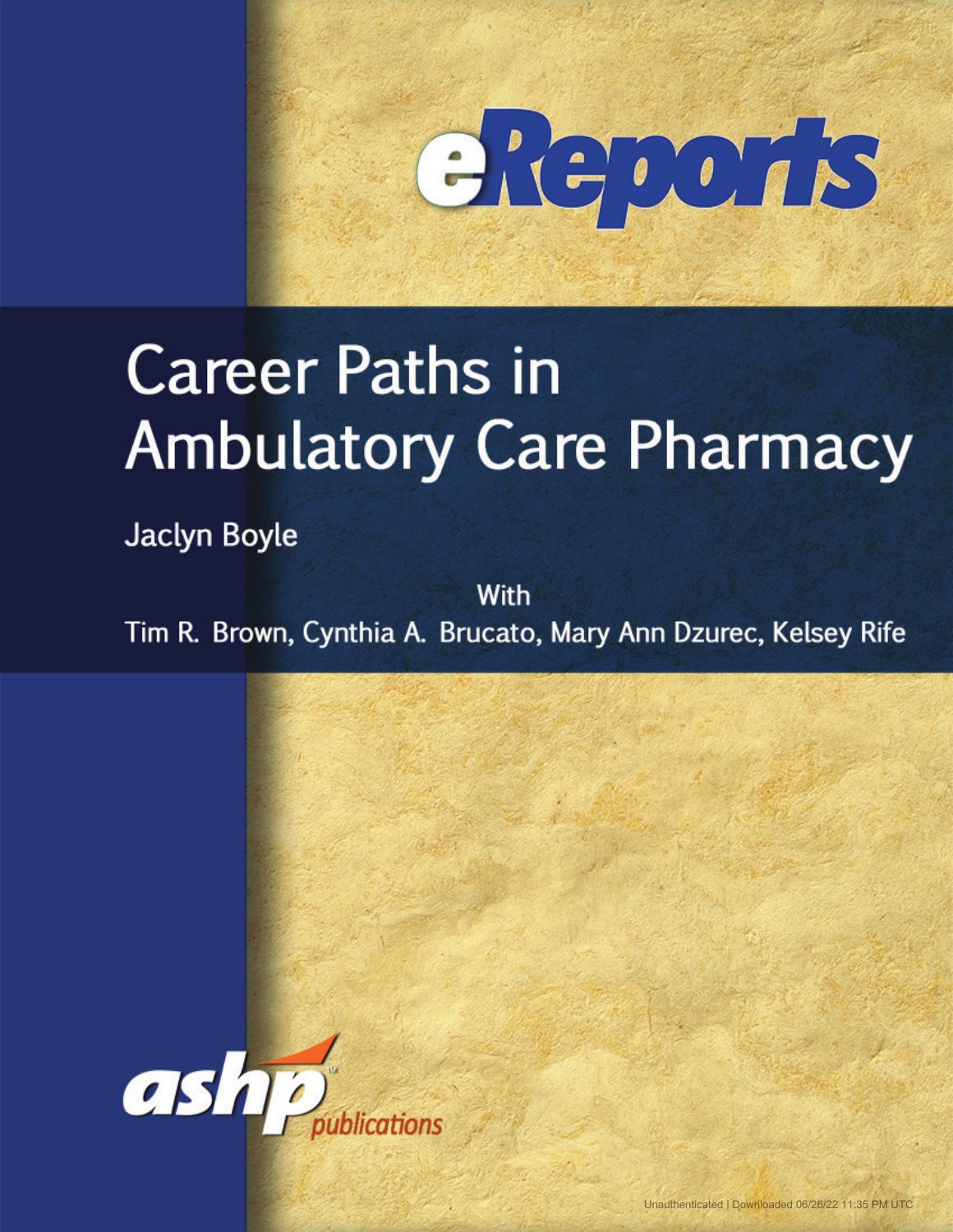eReports

# Career Paths in Ambulatory Care Pharmacy

Jaclyn Boyle

With

Tim R. Brown, Cynthia A. Brucato, Mary Ann Dzurec, Kelsey Rife

ashp publications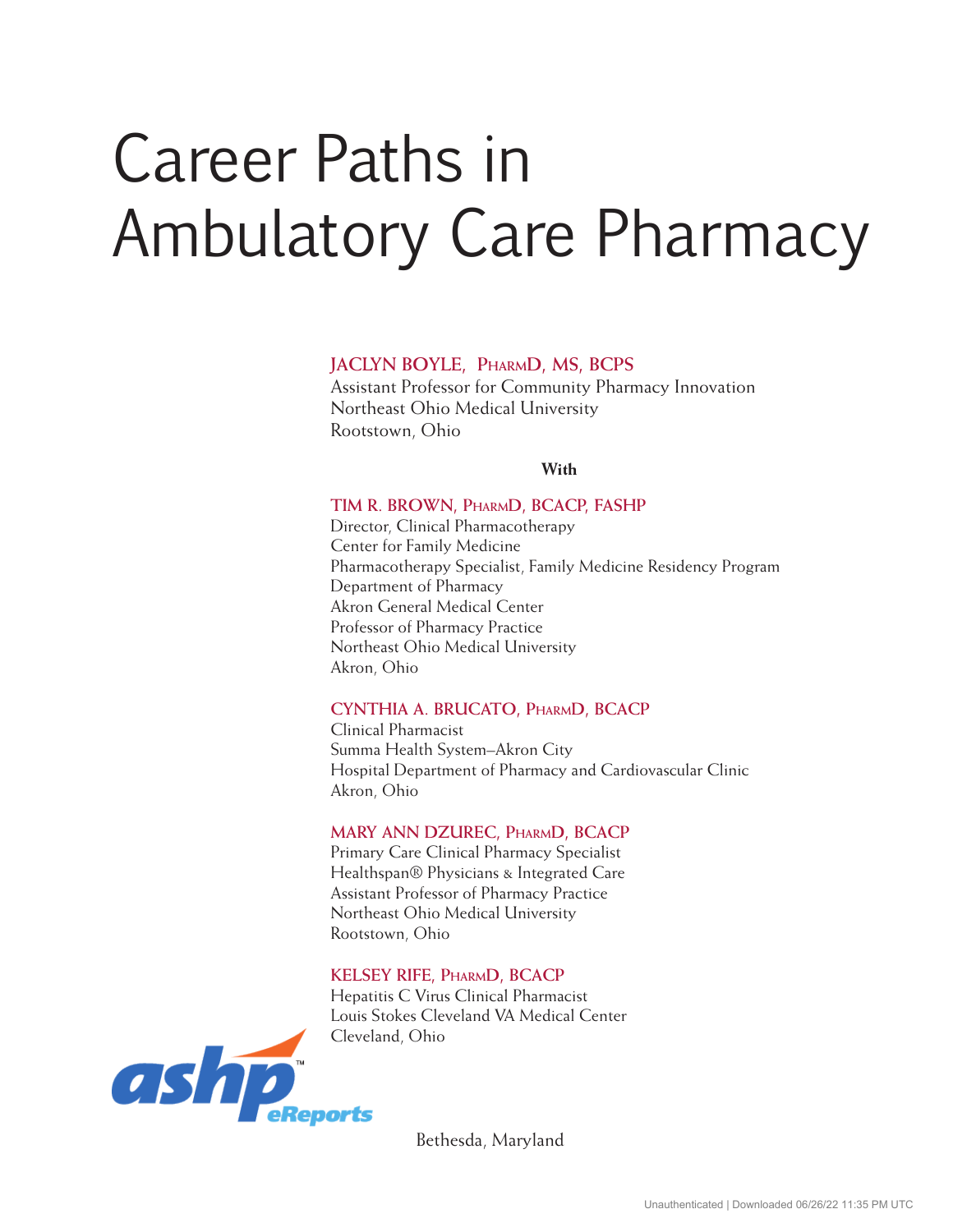# Career Paths in Ambulatory Care Pharmacy

**JACLYN BOYLE, PharmD, MS, BCPS**
Assistant Professor for Community Pharmacy Innovation
Northeast Ohio Medical University
Rootstown, Ohio

**With**

**TIM R. BROWN, PharmD, BCACP, FASHP**
Director, Clinical Pharmacotherapy
Center for Family Medicine
Pharmacotherapy Specialist, Family Medicine Residency Program
Department of Pharmacy
Akron General Medical Center
Professor of Pharmacy Practice
Northeast Ohio Medical University
Akron, Ohio

**CYNTHIA A. BRUCATO, PharmD, BCACP**
Clinical Pharmacist
Summa Health System–Akron City
Hospital Department of Pharmacy and Cardiovascular Clinic
Akron, Ohio

**MARY ANN DZUREC, PharmD, BCACP**
Primary Care Clinical Pharmacy Specialist
Healthspan® Physicians & Integrated Care
Assistant Professor of Pharmacy Practice
Northeast Ohio Medical University
Rootstown, Ohio

**KELSEY RIFE, PharmD, BCACP**
Hepatitis C Virus Clinical Pharmacist
Louis Stokes Cleveland VA Medical Center
Cleveland, Ohio

ashp eReports

Bethesda, Maryland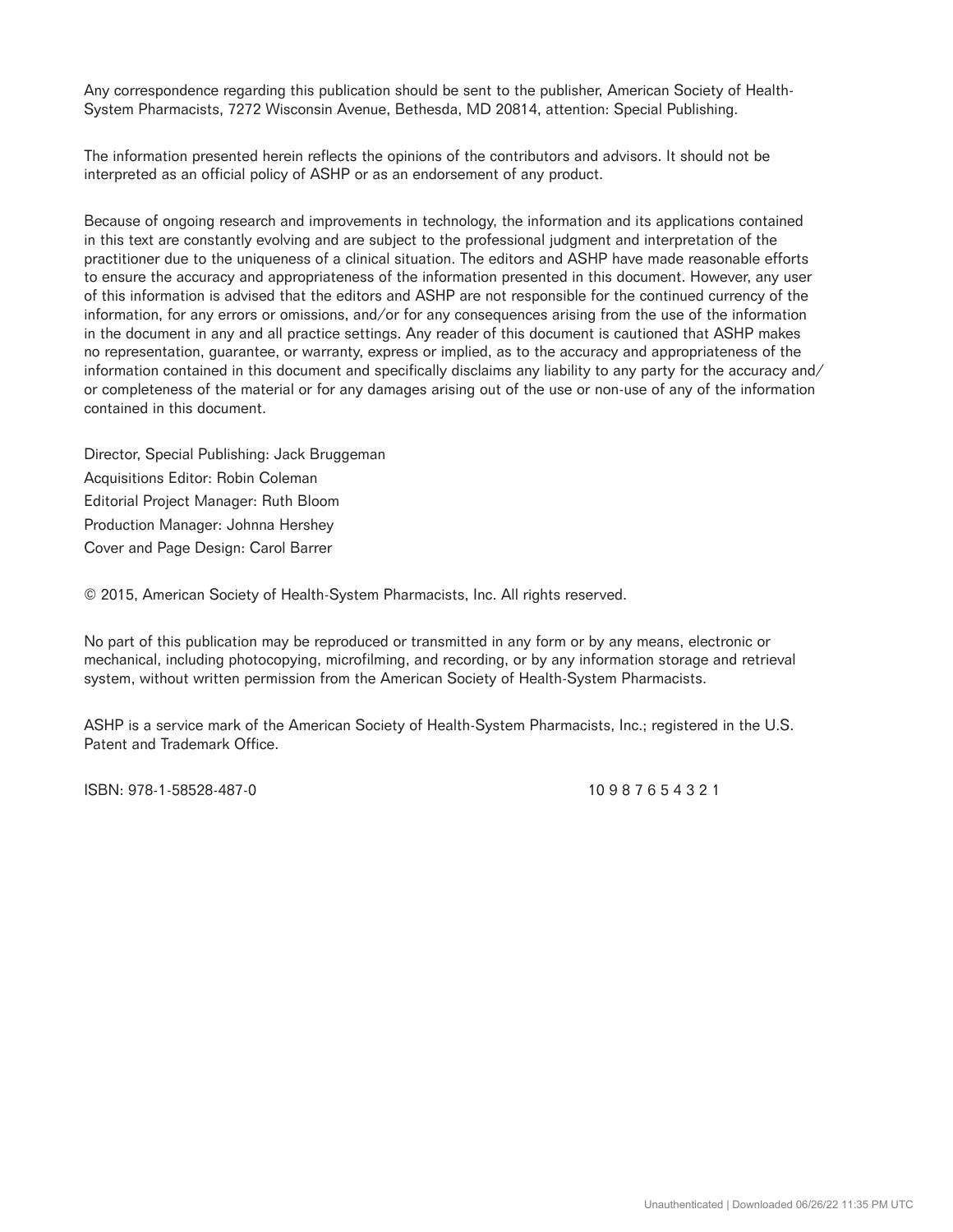Any correspondence regarding this publication should be sent to the publisher, American Society of Health-System Pharmacists, 7272 Wisconsin Avenue, Bethesda, MD 20814, attention: Special Publishing.

The information presented herein reflects the opinions of the contributors and advisors. It should not be interpreted as an official policy of ASHP or as an endorsement of any product.

Because of ongoing research and improvements in technology, the information and its applications contained in this text are constantly evolving and are subject to the professional judgment and interpretation of the practitioner due to the uniqueness of a clinical situation. The editors and ASHP have made reasonable efforts to ensure the accuracy and appropriateness of the information presented in this document. However, any user of this information is advised that the editors and ASHP are not responsible for the continued currency of the information, for any errors or omissions, and/or for any consequences arising from the use of the information in the document in any and all practice settings. Any reader of this document is cautioned that ASHP makes no representation, guarantee, or warranty, express or implied, as to the accuracy and appropriateness of the information contained in this document and specifically disclaims any liability to any party for the accuracy and/or completeness of the material or for any damages arising out of the use or non-use of any of the information contained in this document.

Director, Special Publishing: Jack Bruggeman
Acquisitions Editor: Robin Coleman
Editorial Project Manager: Ruth Bloom
Production Manager: Johnna Hershey
Cover and Page Design: Carol Barrer

© 2015, American Society of Health-System Pharmacists, Inc. All rights reserved.

No part of this publication may be reproduced or transmitted in any form or by any means, electronic or mechanical, including photocopying, microfilming, and recording, or by any information storage and retrieval system, without written permission from the American Society of Health-System Pharmacists.

ASHP is a service mark of the American Society of Health-System Pharmacists, Inc.; registered in the U.S. Patent and Trademark Office.

ISBN: 978-1-58528-487-0 10 9 8 7 6 5 4 3 2 1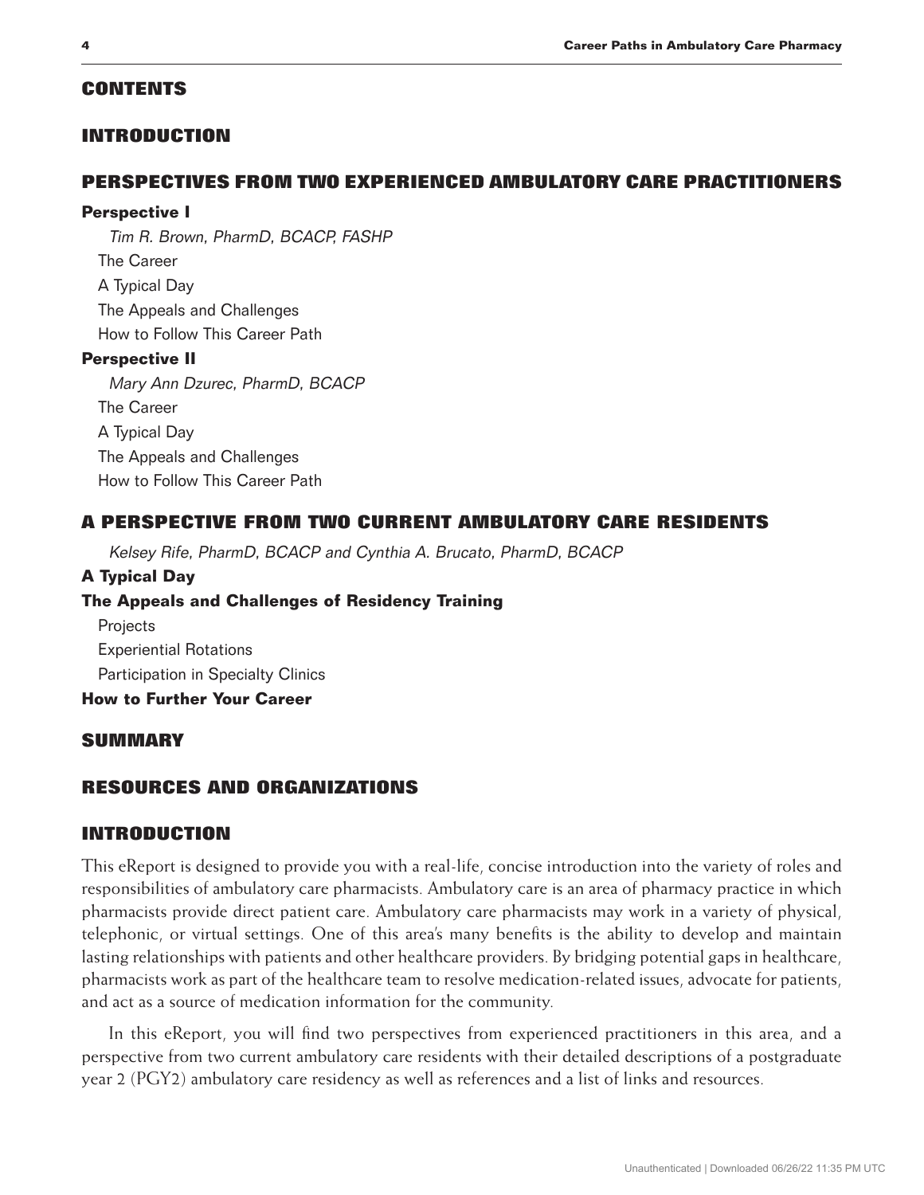## CONTENTS

## INTRODUCTION

## PERSPECTIVES FROM TWO EXPERIENCED AMBULATORY CARE PRACTITIONERS

### Perspective I

*Tim R. Brown, PharmD, BCACP, FASHP*

The Career

A Typical Day

The Appeals and Challenges

How to Follow This Career Path

### Perspective II

*Mary Ann Dzurec, PharmD, BCACP*

The Career

A Typical Day

The Appeals and Challenges

How to Follow This Career Path

## A PERSPECTIVE FROM TWO CURRENT AMBULATORY CARE RESIDENTS

*Kelsey Rife, PharmD, BCACP and Cynthia A. Brucato, PharmD, BCACP*

### A Typical Day

### The Appeals and Challenges of Residency Training

Projects

Experiential Rotations

Participation in Specialty Clinics

### How to Further Your Career

## SUMMARY

## RESOURCES AND ORGANIZATIONS

## INTRODUCTION

This eReport is designed to provide you with a real-life, concise introduction into the variety of roles and responsibilities of ambulatory care pharmacists. Ambulatory care is an area of pharmacy practice in which pharmacists provide direct patient care. Ambulatory care pharmacists may work in a variety of physical, telephonic, or virtual settings. One of this area's many benefits is the ability to develop and maintain lasting relationships with patients and other healthcare providers. By bridging potential gaps in healthcare, pharmacists work as part of the healthcare team to resolve medication-related issues, advocate for patients, and act as a source of medication information for the community.

In this eReport, you will find two perspectives from experienced practitioners in this area, and a perspective from two current ambulatory care residents with their detailed descriptions of a postgraduate year 2 (PGY2) ambulatory care residency as well as references and a list of links and resources.